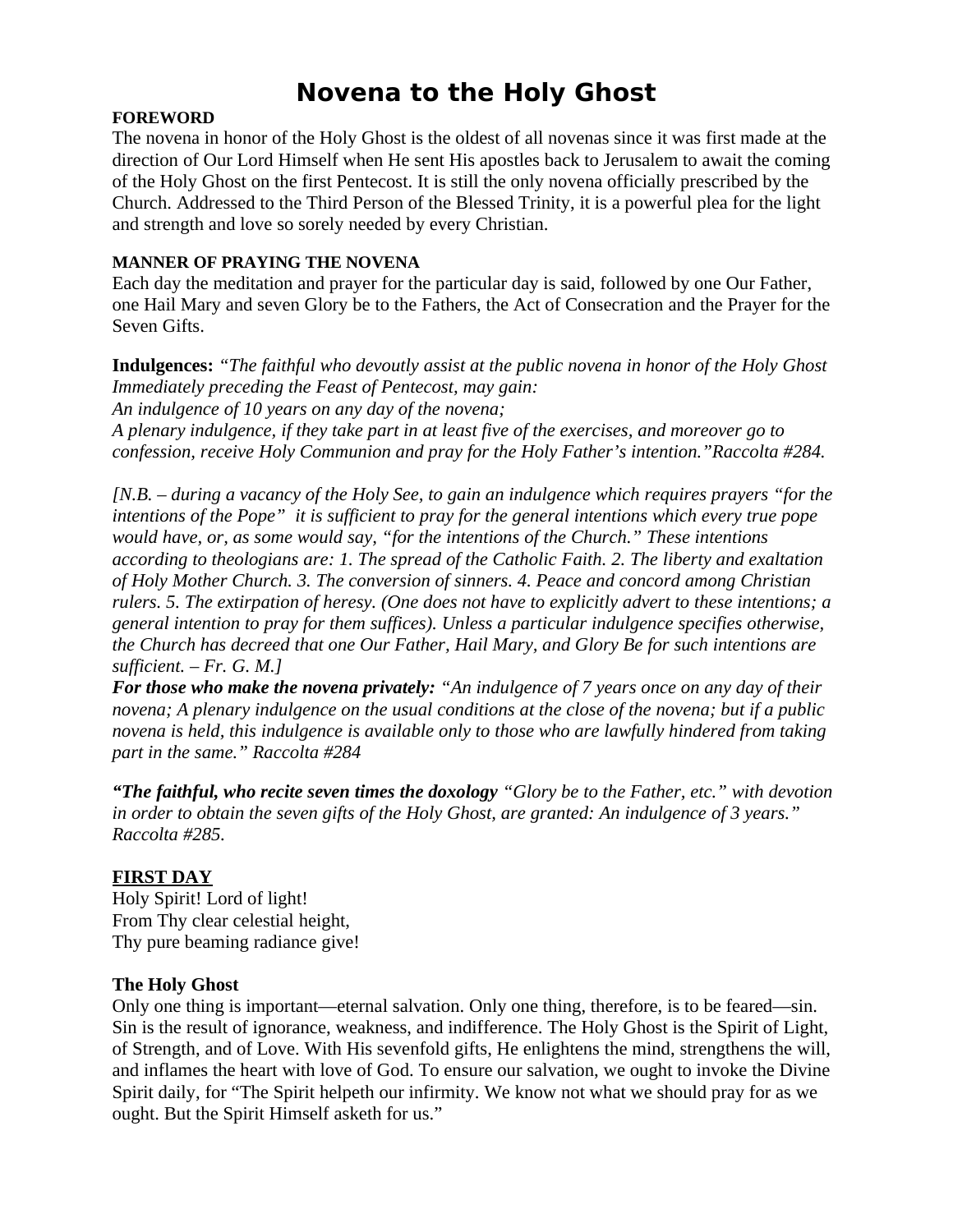# Novena to the Holy Ghost

**FOREWORD**

The novena in honor of the Holy Ghost is the oldest of all novenas since it was first made at the direction of Our Lord Himself when He sent His apostles back to Jerusalem to await the coming of the Holy Ghost on the first Pentecost. It is still the only novena officially prescribed by the Church. Addressed to the Third Person of the Blessed Trinity, it is a powerful plea for the light and strength and love so sorely needed by every Christian.

**MANNER OF PRAYING THE NOVENA**

Each day the meditation and prayer for the particular day is said, followed by one Our Father, one Hail Mary and seven Glory be to the Fathers, the Act of Consecration and the Prayer for the Seven Gifts.

**Indulgences:** *"The faithful who devoutly assist at the public novena in honor of the Holy Ghost Immediately preceding the Feast of Pentecost, may gain:*
*An indulgence of 10 years on any day of the novena;*
*A plenary indulgence, if they take part in at least five of the exercises, and moreover go to confession, receive Holy Communion and pray for the Holy Father's intention."Raccolta #284.*

*[N.B. – during a vacancy of the Holy See, to gain an indulgence which requires prayers "for the intentions of the Pope" it is sufficient to pray for the general intentions which every true pope would have, or, as some would say, "for the intentions of the Church." These intentions according to theologians are: 1. The spread of the Catholic Faith. 2. The liberty and exaltation of Holy Mother Church. 3. The conversion of sinners. 4. Peace and concord among Christian rulers. 5. The extirpation of heresy. (One does not have to explicitly advert to these intentions; a general intention to pray for them suffices). Unless a particular indulgence specifies otherwise, the Church has decreed that one Our Father, Hail Mary, and Glory Be for such intentions are sufficient. – Fr. G. M.]*

***For those who make the novena privately:*** *"An indulgence of 7 years once on any day of their novena; A plenary indulgence on the usual conditions at the close of the novena; but if a public novena is held, this indulgence is available only to those who are lawfully hindered from taking part in the same." Raccolta #284*

***"The faithful, who recite seven times the doxology*** *"Glory be to the Father, etc." with devotion in order to obtain the seven gifts of the Holy Ghost, are granted: An indulgence of 3 years." Raccolta #285.*

## FIRST DAY

Holy Spirit! Lord of light!
From Thy clear celestial height,
Thy pure beaming radiance give!

**The Holy Ghost**

Only one thing is important—eternal salvation. Only one thing, therefore, is to be feared—sin. Sin is the result of ignorance, weakness, and indifference. The Holy Ghost is the Spirit of Light, of Strength, and of Love. With His sevenfold gifts, He enlightens the mind, strengthens the will, and inflames the heart with love of God. To ensure our salvation, we ought to invoke the Divine Spirit daily, for "The Spirit helpeth our infirmity. We know not what we should pray for as we ought. But the Spirit Himself asketh for us."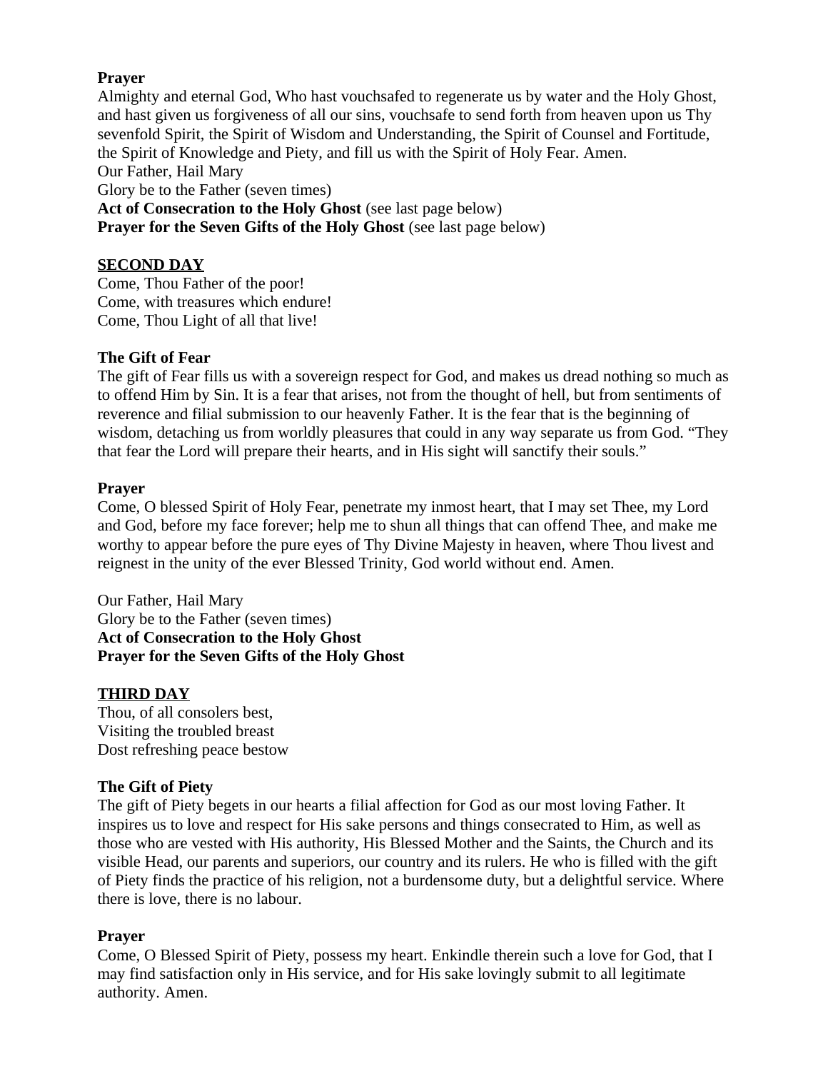**Prayer**

Almighty and eternal God, Who hast vouchsafed to regenerate us by water and the Holy Ghost, and hast given us forgiveness of all our sins, vouchsafe to send forth from heaven upon us Thy sevenfold Spirit, the Spirit of Wisdom and Understanding, the Spirit of Counsel and Fortitude, the Spirit of Knowledge and Piety, and fill us with the Spirit of Holy Fear. Amen.

Our Father, Hail Mary
Glory be to the Father (seven times)
**Act of Consecration to the Holy Ghost** (see last page below)
**Prayer for the Seven Gifts of the Holy Ghost** (see last page below)

## SECOND DAY

Come, Thou Father of the poor!
Come, with treasures which endure!
Come, Thou Light of all that live!

**The Gift of Fear**

The gift of Fear fills us with a sovereign respect for God, and makes us dread nothing so much as to offend Him by Sin. It is a fear that arises, not from the thought of hell, but from sentiments of reverence and filial submission to our heavenly Father. It is the fear that is the beginning of wisdom, detaching us from worldly pleasures that could in any way separate us from God. "They that fear the Lord will prepare their hearts, and in His sight will sanctify their souls."

**Prayer**

Come, O blessed Spirit of Holy Fear, penetrate my inmost heart, that I may set Thee, my Lord and God, before my face forever; help me to shun all things that can offend Thee, and make me worthy to appear before the pure eyes of Thy Divine Majesty in heaven, where Thou livest and reignest in the unity of the ever Blessed Trinity, God world without end. Amen.

Our Father, Hail Mary
Glory be to the Father (seven times)
**Act of Consecration to the Holy Ghost**
**Prayer for the Seven Gifts of the Holy Ghost**

## THIRD DAY

Thou, of all consolers best,
Visiting the troubled breast
Dost refreshing peace bestow

**The Gift of Piety**

The gift of Piety begets in our hearts a filial affection for God as our most loving Father. It inspires us to love and respect for His sake persons and things consecrated to Him, as well as those who are vested with His authority, His Blessed Mother and the Saints, the Church and its visible Head, our parents and superiors, our country and its rulers. He who is filled with the gift of Piety finds the practice of his religion, not a burdensome duty, but a delightful service. Where there is love, there is no labour.

**Prayer**

Come, O Blessed Spirit of Piety, possess my heart. Enkindle therein such a love for God, that I may find satisfaction only in His service, and for His sake lovingly submit to all legitimate authority. Amen.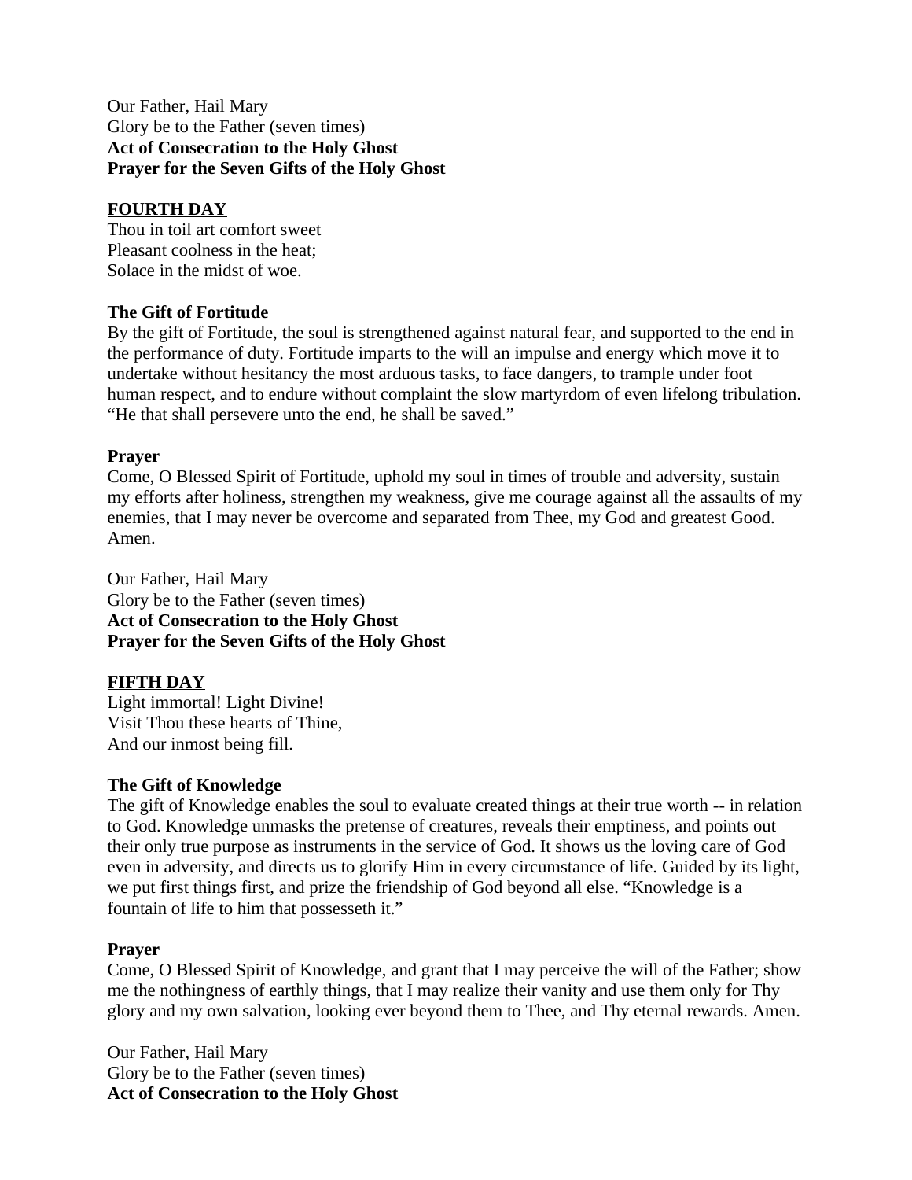Our Father, Hail Mary
Glory be to the Father (seven times)
**Act of Consecration to the Holy Ghost**
**Prayer for the Seven Gifts of the Holy Ghost**

## FOURTH DAY

Thou in toil art comfort sweet
Pleasant coolness in the heat;
Solace in the midst of woe.

### The Gift of Fortitude

By the gift of Fortitude, the soul is strengthened against natural fear, and supported to the end in the performance of duty. Fortitude imparts to the will an impulse and energy which move it to undertake without hesitancy the most arduous tasks, to face dangers, to trample under foot human respect, and to endure without complaint the slow martyrdom of even lifelong tribulation. "He that shall persevere unto the end, he shall be saved."

### Prayer

Come, O Blessed Spirit of Fortitude, uphold my soul in times of trouble and adversity, sustain my efforts after holiness, strengthen my weakness, give me courage against all the assaults of my enemies, that I may never be overcome and separated from Thee, my God and greatest Good. Amen.

Our Father, Hail Mary
Glory be to the Father (seven times)
**Act of Consecration to the Holy Ghost**
**Prayer for the Seven Gifts of the Holy Ghost**

## FIFTH DAY

Light immortal! Light Divine!
Visit Thou these hearts of Thine,
And our inmost being fill.

### The Gift of Knowledge

The gift of Knowledge enables the soul to evaluate created things at their true worth -- in relation to God. Knowledge unmasks the pretense of creatures, reveals their emptiness, and points out their only true purpose as instruments in the service of God. It shows us the loving care of God even in adversity, and directs us to glorify Him in every circumstance of life. Guided by its light, we put first things first, and prize the friendship of God beyond all else. "Knowledge is a fountain of life to him that possesseth it."

### Prayer

Come, O Blessed Spirit of Knowledge, and grant that I may perceive the will of the Father; show me the nothingness of earthly things, that I may realize their vanity and use them only for Thy glory and my own salvation, looking ever beyond them to Thee, and Thy eternal rewards. Amen.

Our Father, Hail Mary
Glory be to the Father (seven times)
**Act of Consecration to the Holy Ghost**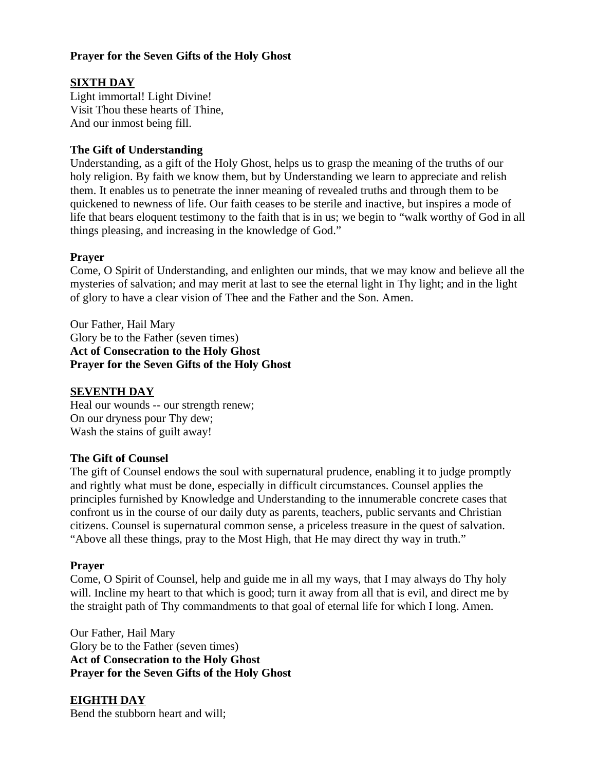**Prayer for the Seven Gifts of the Holy Ghost**

## <u>SIXTH DAY</u>

Light immortal! Light Divine!
Visit Thou these hearts of Thine,
And our inmost being fill.

**The Gift of Understanding**

Understanding, as a gift of the Holy Ghost, helps us to grasp the meaning of the truths of our holy religion. By faith we know them, but by Understanding we learn to appreciate and relish them. It enables us to penetrate the inner meaning of revealed truths and through them to be quickened to newness of life. Our faith ceases to be sterile and inactive, but inspires a mode of life that bears eloquent testimony to the faith that is in us; we begin to “walk worthy of God in all things pleasing, and increasing in the knowledge of God.”

**Prayer**

Come, O Spirit of Understanding, and enlighten our minds, that we may know and believe all the mysteries of salvation; and may merit at last to see the eternal light in Thy light; and in the light of glory to have a clear vision of Thee and the Father and the Son. Amen.

Our Father, Hail Mary
Glory be to the Father (seven times)
**Act of Consecration to the Holy Ghost**
**Prayer for the Seven Gifts of the Holy Ghost**

## <u>SEVENTH DAY</u>

Heal our wounds -- our strength renew;
On our dryness pour Thy dew;
Wash the stains of guilt away!

**The Gift of Counsel**

The gift of Counsel endows the soul with supernatural prudence, enabling it to judge promptly and rightly what must be done, especially in difficult circumstances. Counsel applies the principles furnished by Knowledge and Understanding to the innumerable concrete cases that confront us in the course of our daily duty as parents, teachers, public servants and Christian citizens. Counsel is supernatural common sense, a priceless treasure in the quest of salvation. “Above all these things, pray to the Most High, that He may direct thy way in truth.”

**Prayer**

Come, O Spirit of Counsel, help and guide me in all my ways, that I may always do Thy holy will. Incline my heart to that which is good; turn it away from all that is evil, and direct me by the straight path of Thy commandments to that goal of eternal life for which I long. Amen.

Our Father, Hail Mary
Glory be to the Father (seven times)
**Act of Consecration to the Holy Ghost**
**Prayer for the Seven Gifts of the Holy Ghost**

## <u>EIGHTH DAY</u>

Bend the stubborn heart and will;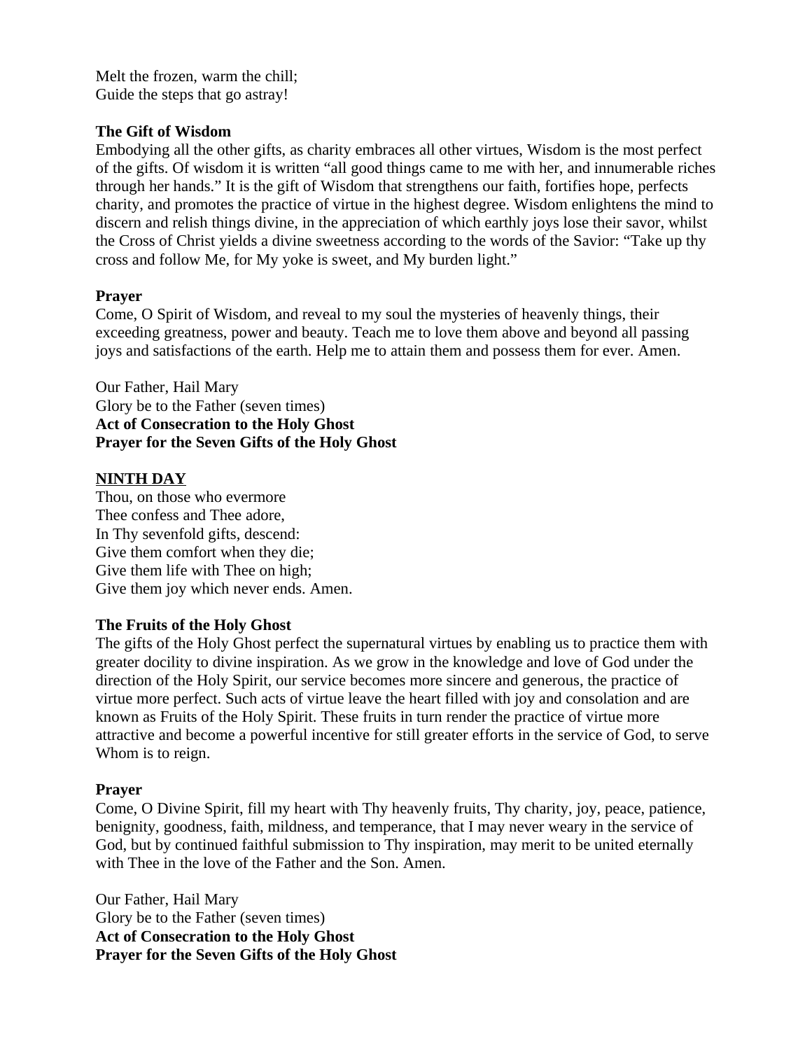Melt the frozen, warm the chill;
Guide the steps that go astray!

**The Gift of Wisdom**
Embodying all the other gifts, as charity embraces all other virtues, Wisdom is the most perfect of the gifts. Of wisdom it is written "all good things came to me with her, and innumerable riches through her hands." It is the gift of Wisdom that strengthens our faith, fortifies hope, perfects charity, and promotes the practice of virtue in the highest degree. Wisdom enlightens the mind to discern and relish things divine, in the appreciation of which earthly joys lose their savor, whilst the Cross of Christ yields a divine sweetness according to the words of the Savior: "Take up thy cross and follow Me, for My yoke is sweet, and My burden light."

**Prayer**
Come, O Spirit of Wisdom, and reveal to my soul the mysteries of heavenly things, their exceeding greatness, power and beauty. Teach me to love them above and beyond all passing joys and satisfactions of the earth. Help me to attain them and possess them for ever. Amen.

Our Father, Hail Mary
Glory be to the Father (seven times)
**Act of Consecration to the Holy Ghost**
**Prayer for the Seven Gifts of the Holy Ghost**

**<u>NINTH DAY</u>**
Thou, on those who evermore
Thee confess and Thee adore,
In Thy sevenfold gifts, descend:
Give them comfort when they die;
Give them life with Thee on high;
Give them joy which never ends. Amen.

**The Fruits of the Holy Ghost**
The gifts of the Holy Ghost perfect the supernatural virtues by enabling us to practice them with greater docility to divine inspiration. As we grow in the knowledge and love of God under the direction of the Holy Spirit, our service becomes more sincere and generous, the practice of virtue more perfect. Such acts of virtue leave the heart filled with joy and consolation and are known as Fruits of the Holy Spirit. These fruits in turn render the practice of virtue more attractive and become a powerful incentive for still greater efforts in the service of God, to serve Whom is to reign.

**Prayer**
Come, O Divine Spirit, fill my heart with Thy heavenly fruits, Thy charity, joy, peace, patience, benignity, goodness, faith, mildness, and temperance, that I may never weary in the service of God, but by continued faithful submission to Thy inspiration, may merit to be united eternally with Thee in the love of the Father and the Son. Amen.

Our Father, Hail Mary
Glory be to the Father (seven times)
**Act of Consecration to the Holy Ghost**
**Prayer for the Seven Gifts of the Holy Ghost**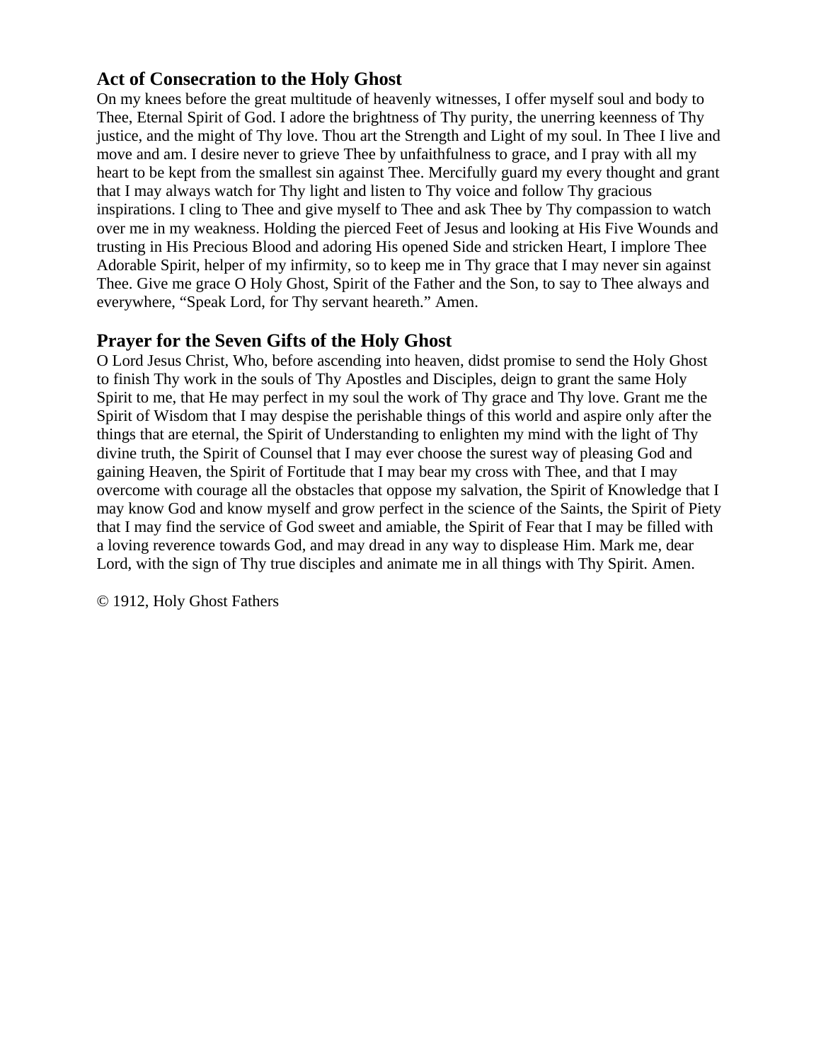## Act of Consecration to the Holy Ghost

On my knees before the great multitude of heavenly witnesses, I offer myself soul and body to Thee, Eternal Spirit of God. I adore the brightness of Thy purity, the unerring keenness of Thy justice, and the might of Thy love. Thou art the Strength and Light of my soul. In Thee I live and move and am. I desire never to grieve Thee by unfaithfulness to grace, and I pray with all my heart to be kept from the smallest sin against Thee. Mercifully guard my every thought and grant that I may always watch for Thy light and listen to Thy voice and follow Thy gracious inspirations. I cling to Thee and give myself to Thee and ask Thee by Thy compassion to watch over me in my weakness. Holding the pierced Feet of Jesus and looking at His Five Wounds and trusting in His Precious Blood and adoring His opened Side and stricken Heart, I implore Thee Adorable Spirit, helper of my infirmity, so to keep me in Thy grace that I may never sin against Thee. Give me grace O Holy Ghost, Spirit of the Father and the Son, to say to Thee always and everywhere, “Speak Lord, for Thy servant heareth.” Amen.

## Prayer for the Seven Gifts of the Holy Ghost

O Lord Jesus Christ, Who, before ascending into heaven, didst promise to send the Holy Ghost to finish Thy work in the souls of Thy Apostles and Disciples, deign to grant the same Holy Spirit to me, that He may perfect in my soul the work of Thy grace and Thy love. Grant me the Spirit of Wisdom that I may despise the perishable things of this world and aspire only after the things that are eternal, the Spirit of Understanding to enlighten my mind with the light of Thy divine truth, the Spirit of Counsel that I may ever choose the surest way of pleasing God and gaining Heaven, the Spirit of Fortitude that I may bear my cross with Thee, and that I may overcome with courage all the obstacles that oppose my salvation, the Spirit of Knowledge that I may know God and know myself and grow perfect in the science of the Saints, the Spirit of Piety that I may find the service of God sweet and amiable, the Spirit of Fear that I may be filled with a loving reverence towards God, and may dread in any way to displease Him. Mark me, dear Lord, with the sign of Thy true disciples and animate me in all things with Thy Spirit. Amen.

© 1912, Holy Ghost Fathers